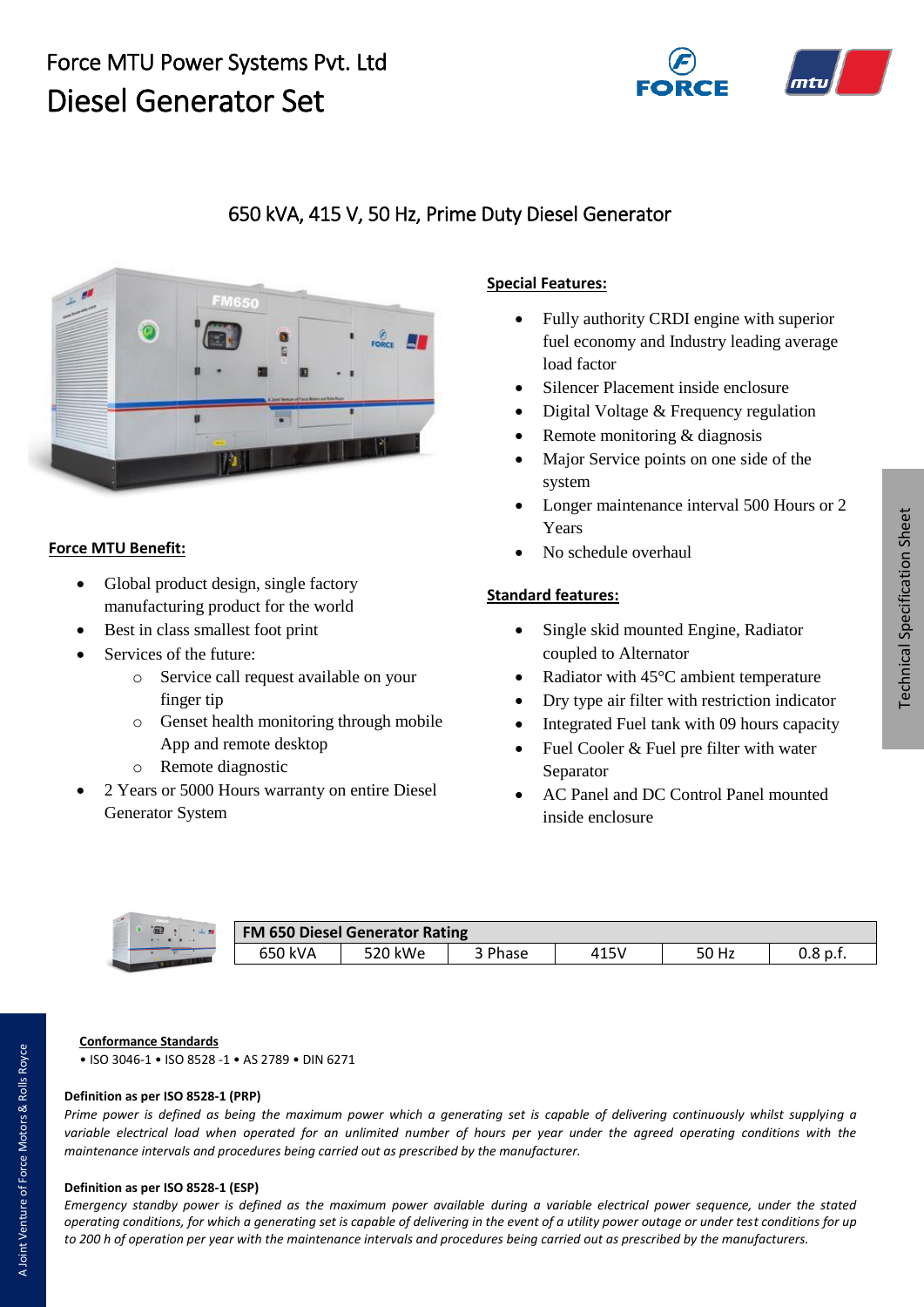# Force MTU Power Systems Pvt. Ltd

# Diesel Generator Set

## 650 kVA, 415 V, 50 Hz, Prime Duty Diesel Generator

**Force MTU Benefit:**

- Global product design, single factory manufacturing product for the world
- Best in class smallest foot print
- Services of the future:
  - Service call request available on your finger tip
  - Genset health monitoring through mobile App and remote desktop
  - Remote diagnostic
- 2 Years or 5000 Hours warranty on entire Diesel Generator System

**Special Features:**

- Fully authority CRDI engine with superior fuel economy and Industry leading average load factor
- Silencer Placement inside enclosure
- Digital Voltage & Frequency regulation
- Remote monitoring & diagnosis
- Major Service points on one side of the system
- Longer maintenance interval 500 Hours or 2 Years
- No schedule overhaul

**Standard features:**

- Single skid mounted Engine, Radiator coupled to Alternator
- Radiator with 45°C ambient temperature
- Dry type air filter with restriction indicator
- Integrated Fuel tank with 09 hours capacity
- Fuel Cooler & Fuel pre filter with water Separator
- AC Panel and DC Control Panel mounted inside enclosure

| FM 650 Diesel Generator Rating | | | | | |
|---|---|---|---|---|---|
| 650 kVA | 520 kWe | 3 Phase | 415V | 50 Hz | 0.8 p.f. |

**Conformance Standards**

• ISO 3046-1 • ISO 8528 -1 • AS 2789 • DIN 6271

**Definition as per ISO 8528-1 (PRP)**

*Prime power is defined as being the maximum power which a generating set is capable of delivering continuously whilst supplying a variable electrical load when operated for an unlimited number of hours per year under the agreed operating conditions with the maintenance intervals and procedures being carried out as prescribed by the manufacturer.*

**Definition as per ISO 8528-1 (ESP)**

*Emergency standby power is defined as the maximum power available during a variable electrical power sequence, under the stated operating conditions, for which a generating set is capable of delivering in the event of a utility power outage or under test conditions for up to 200 h of operation per year with the maintenance intervals and procedures being carried out as prescribed by the manufacturers.*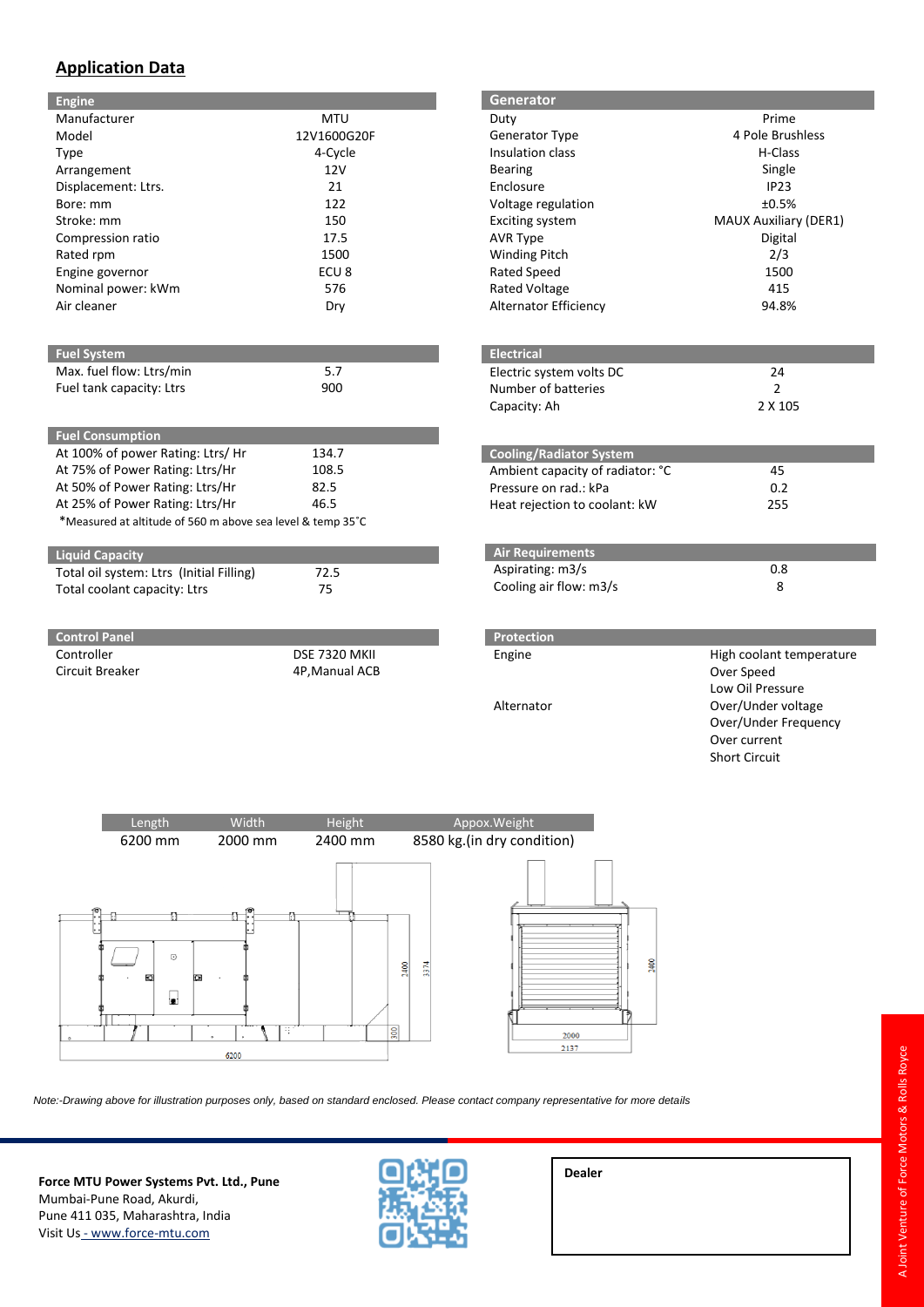## Application Data

| Engine | |
|---|---|
| Manufacturer | MTU |
| Model | 12V1600G20F |
| Type | 4-Cycle |
| Arrangement | 12V |
| Displacement: Ltrs. | 21 |
| Bore: mm | 122 |
| Stroke: mm | 150 |
| Compression ratio | 17.5 |
| Rated rpm | 1500 |
| Engine governor | ECU 8 |
| Nominal power: kWm | 576 |
| Air cleaner | Dry |

| Fuel System | |
|---|---|
| Max. fuel flow: Ltrs/min | 5.7 |
| Fuel tank capacity: Ltrs | 900 |

| Fuel Consumption | |
|---|---|
| At 100% of power Rating: Ltrs/ Hr | 134.7 |
| At 75% of Power Rating: Ltrs/Hr | 108.5 |
| At 50% of Power Rating: Ltrs/Hr | 82.5 |
| At 25% of Power Rating: Ltrs/Hr | 46.5 |

*Measured at altitude of 560 m above sea level & temp 35˚C

| Liquid Capacity | |
|---|---|
| Total oil system: Ltrs (Initial Filling) | 72.5 |
| Total coolant capacity: Ltrs | 75 |

| Control Panel | |
|---|---|
| Controller | DSE 7320 MKII |
| Circuit Breaker | 4P,Manual ACB |

| Generator | |
|---|---|
| Duty | Prime |
| Generator Type | 4 Pole Brushless |
| Insulation class | H-Class |
| Bearing | Single |
| Enclosure | IP23 |
| Voltage regulation | ±0.5% |
| Exciting system | MAUX Auxiliary (DER1) |
| AVR Type | Digital |
| Winding Pitch | 2/3 |
| Rated Speed | 1500 |
| Rated Voltage | 415 |
| Alternator Efficiency | 94.8% |

| Electrical | |
|---|---|
| Electric system volts DC | 24 |
| Number of batteries | 2 |
| Capacity: Ah | 2 X 105 |

| Cooling/Radiator System | |
|---|---|
| Ambient capacity of radiator: °C | 45 |
| Pressure on rad.: kPa | 0.2 |
| Heat rejection to coolant: kW | 255 |

| Air Requirements | |
|---|---|
| Aspirating: m3/s | 0.8 |
| Cooling air flow: m3/s | 8 |

| Protection | |
|---|---|
| Engine | High coolant temperature |
| | Over Speed |
| | Low Oil Pressure |
| Alternator | Over/Under voltage |
| | Over/Under Frequency |
| | Over current |
| | Short Circuit |

| Length | Width | Height | Appox.Weight |
|---|---|---|---|
| 6200 mm | 2000 mm | 2400 mm | 8580 kg.(in dry condition) |

6200
2400
3374
300
2400
2000
2137

*Note:-Drawing above for illustration purposes only, based on standard enclosed. Please contact company representative for more details*

**Force MTU Power Systems Pvt. Ltd., Pune**
Mumbai-Pune Road, Akurdi,
Pune 411 035, Maharashtra, India
Visit Us - www.force-mtu.com

**Dealer**

A Joint Venture of Force Motors & Rolls Royce